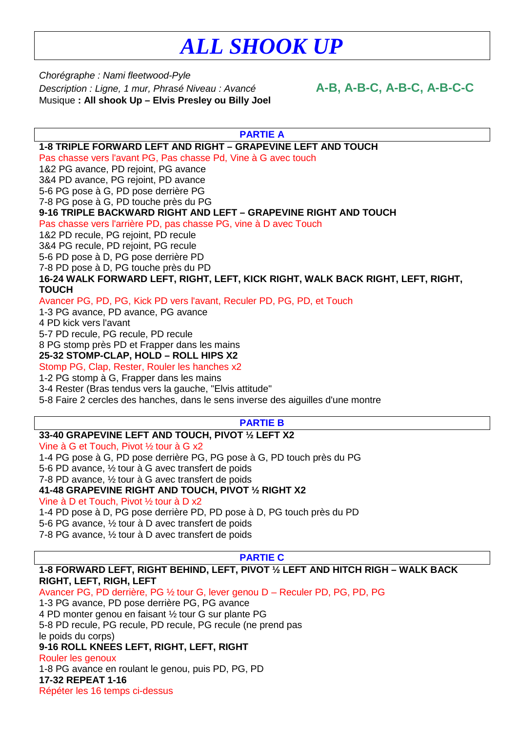# *ALL SHOOK UP*

*Chorégraphe : Nami fleetwood-Pyle*
*Description : Ligne, 1 mur, Phrasé Niveau : Avancé*
Musique **: All shook Up – Elvis Presley ou Billy Joel**

**A-B, A-B-C, A-B-C, A-B-C-C**

## PARTIE A

**1-8 TRIPLE FORWARD LEFT AND RIGHT – GRAPEVINE LEFT AND TOUCH**
Pas chasse vers l'avant PG, Pas chasse Pd, Vine à G avec touch
1&2 PG avance, PD rejoint, PG avance
3&4 PD avance, PG rejoint, PD avance
5-6 PG pose à G, PD pose derrière PG
7-8 PG pose à G, PD touche près du PG

**9-16 TRIPLE BACKWARD RIGHT AND LEFT – GRAPEVINE RIGHT AND TOUCH**
Pas chasse vers l'arrière PD, pas chasse PG, vine à D avec Touch
1&2 PD recule, PG rejoint, PD recule
3&4 PG recule, PD rejoint, PG recule
5-6 PD pose à D, PG pose derrière PD
7-8 PD pose à D, PG touche près du PD

**16-24 WALK FORWARD LEFT, RIGHT, LEFT, KICK RIGHT, WALK BACK RIGHT, LEFT, RIGHT, TOUCH**
Avancer PG, PD, PG, Kick PD vers l'avant, Reculer PD, PG, PD, et Touch
1-3 PG avance, PD avance, PG avance
4 PD kick vers l'avant
5-7 PD recule, PG recule, PD recule
8 PG stomp près PD et Frapper dans les mains

**25-32 STOMP-CLAP, HOLD – ROLL HIPS X2**
Stomp PG, Clap, Rester, Rouler les hanches x2
1-2 PG stomp à G, Frapper dans les mains
3-4 Rester (Bras tendus vers la gauche, "Elvis attitude"
5-8 Faire 2 cercles des hanches, dans le sens inverse des aiguilles d'une montre

## PARTIE B

**33-40 GRAPEVINE LEFT AND TOUCH, PIVOT ½ LEFT X2**
Vine à G et Touch, Pivot ½ tour à G x2
1-4 PG pose à G, PD pose derrière PG, PG pose à G, PD touch près du PG
5-6 PD avance, ½ tour à G avec transfert de poids
7-8 PD avance, ½ tour à G avec transfert de poids

**41-48 GRAPEVINE RIGHT AND TOUCH, PIVOT ½ RIGHT X2**
Vine à D et Touch, Pivot ½ tour à D x2
1-4 PD pose à D, PG pose derrière PD, PD pose à D, PG touch près du PD
5-6 PG avance, ½ tour à D avec transfert de poids
7-8 PG avance, ½ tour à D avec transfert de poids

## PARTIE C

**1-8 FORWARD LEFT, RIGHT BEHIND, LEFT, PIVOT ½ LEFT AND HITCH RIGH – WALK BACK RIGHT, LEFT, RIGH, LEFT**
Avancer PG, PD derrière, PG ½ tour G, lever genou D – Reculer PD, PG, PD, PG
1-3 PG avance, PD pose derrière PG, PG avance
4 PD monter genou en faisant ½ tour G sur plante PG
5-8 PD recule, PG recule, PD recule, PG recule (ne prend pas le poids du corps)

**9-16 ROLL KNEES LEFT, RIGHT, LEFT, RIGHT**
Rouler les genoux
1-8 PG avance en roulant le genou, puis PD, PG, PD

**17-32 REPEAT 1-16**
Répéter les 16 temps ci-dessus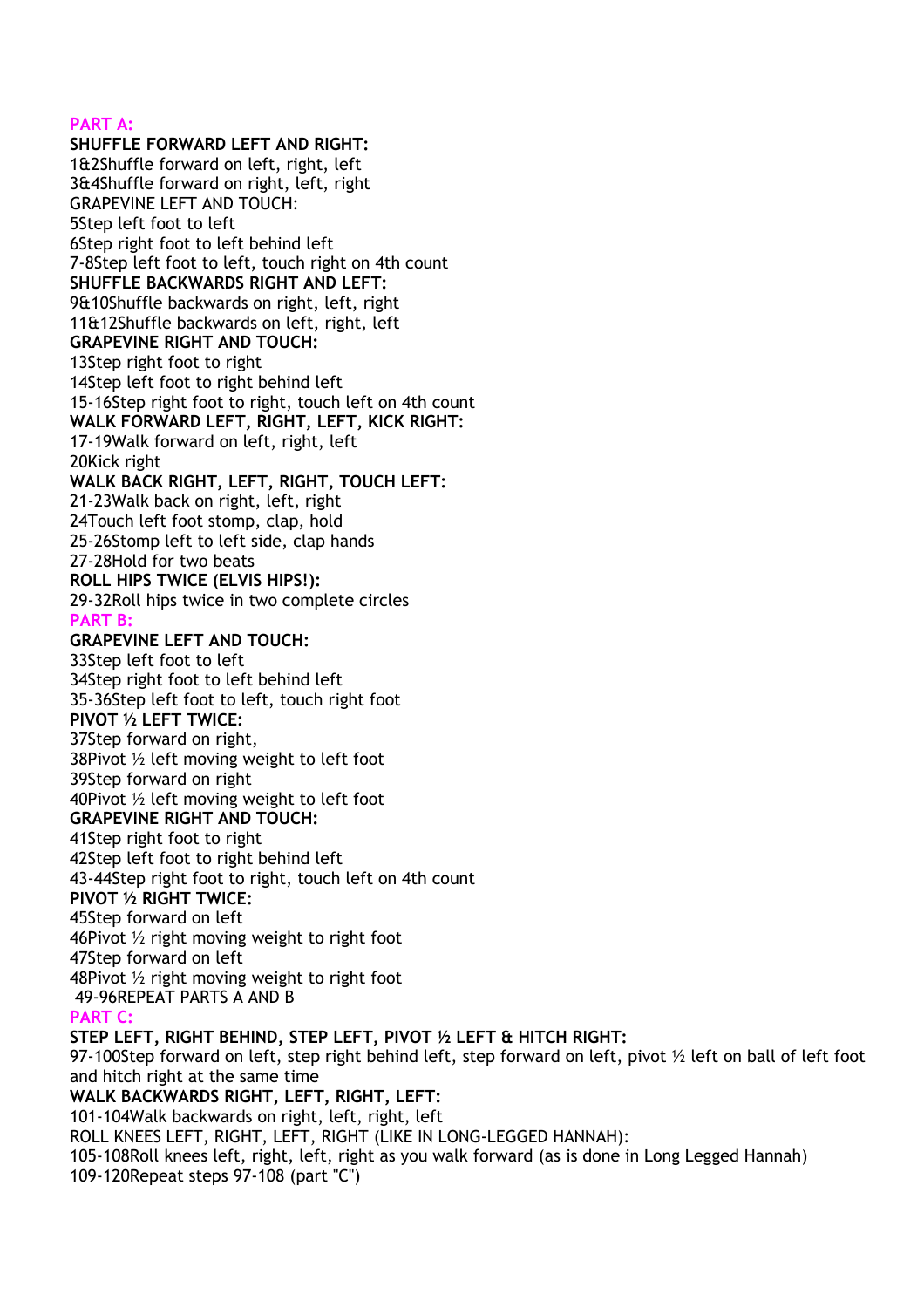## PART A:

**SHUFFLE FORWARD LEFT AND RIGHT:**

1&2Shuffle forward on left, right, left

3&4Shuffle forward on right, left, right

GRAPEVINE LEFT AND TOUCH:

5Step left foot to left

6Step right foot to left behind left

7-8Step left foot to left, touch right on 4th count

**SHUFFLE BACKWARDS RIGHT AND LEFT:**

9&10Shuffle backwards on right, left, right

11&12Shuffle backwards on left, right, left

**GRAPEVINE RIGHT AND TOUCH:**

13Step right foot to right

14Step left foot to right behind left

15-16Step right foot to right, touch left on 4th count

**WALK FORWARD LEFT, RIGHT, LEFT, KICK RIGHT:**

17-19Walk forward on left, right, left

20Kick right

**WALK BACK RIGHT, LEFT, RIGHT, TOUCH LEFT:**

21-23Walk back on right, left, right

24Touch left foot stomp, clap, hold

25-26Stomp left to left side, clap hands

27-28Hold for two beats

**ROLL HIPS TWICE (ELVIS HIPS!):**

29-32Roll hips twice in two complete circles

## PART B:

**GRAPEVINE LEFT AND TOUCH:**

33Step left foot to left

34Step right foot to left behind left

35-36Step left foot to left, touch right foot

**PIVOT ½ LEFT TWICE:**

37Step forward on right,

38Pivot ½ left moving weight to left foot

39Step forward on right

40Pivot ½ left moving weight to left foot

**GRAPEVINE RIGHT AND TOUCH:**

41Step right foot to right

42Step left foot to right behind left

43-44Step right foot to right, touch left on 4th count

**PIVOT ½ RIGHT TWICE:**

45Step forward on left

46Pivot ½ right moving weight to right foot

47Step forward on left

48Pivot ½ right moving weight to right foot

49-96REPEAT PARTS A AND B

## PART C:

**STEP LEFT, RIGHT BEHIND, STEP LEFT, PIVOT ½ LEFT & HITCH RIGHT:**

97-100Step forward on left, step right behind left, step forward on left, pivot ½ left on ball of left foot and hitch right at the same time

**WALK BACKWARDS RIGHT, LEFT, RIGHT, LEFT:**

101-104Walk backwards on right, left, right, left

ROLL KNEES LEFT, RIGHT, LEFT, RIGHT (LIKE IN LONG-LEGGED HANNAH):

105-108Roll knees left, right, left, right as you walk forward (as is done in Long Legged Hannah)

109-120Repeat steps 97-108 (part "C")